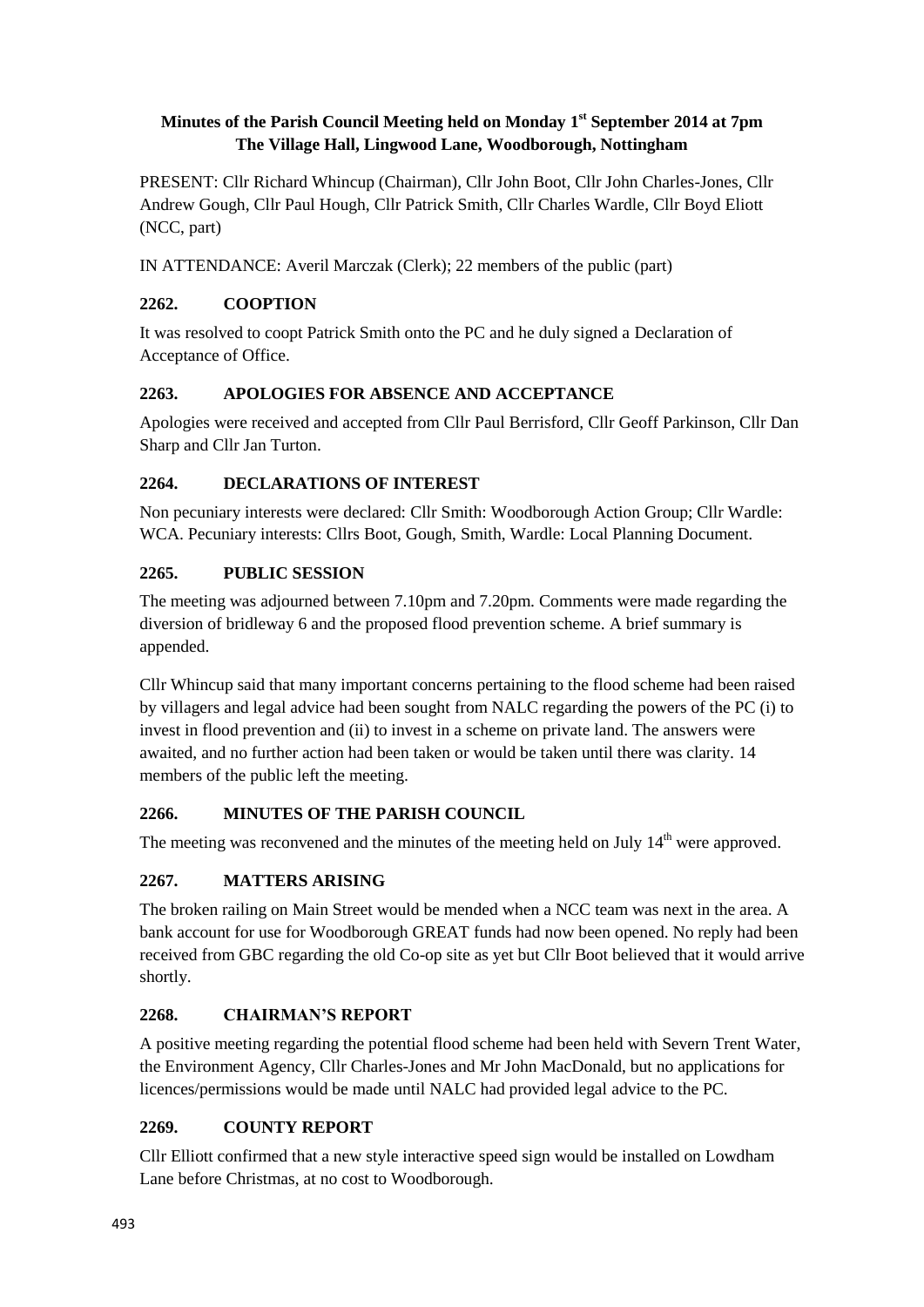# Minutes of the Parish Council Meeting held on Monday 1st September 2014 at 7pm
# The Village Hall, Lingwood Lane, Woodborough, Nottingham

PRESENT: Cllr Richard Whincup (Chairman), Cllr John Boot, Cllr John Charles-Jones, Cllr Andrew Gough, Cllr Paul Hough, Cllr Patrick Smith, Cllr Charles Wardle, Cllr Boyd Eliott (NCC, part)

IN ATTENDANCE: Averil Marczak (Clerk); 22 members of the public (part)

## 2262. COOPTION

It was resolved to coopt Patrick Smith onto the PC and he duly signed a Declaration of Acceptance of Office.

## 2263. APOLOGIES FOR ABSENCE AND ACCEPTANCE

Apologies were received and accepted from Cllr Paul Berrisford, Cllr Geoff Parkinson, Cllr Dan Sharp and Cllr Jan Turton.

## 2264. DECLARATIONS OF INTEREST

Non pecuniary interests were declared: Cllr Smith: Woodborough Action Group; Cllr Wardle: WCA. Pecuniary interests: Cllrs Boot, Gough, Smith, Wardle: Local Planning Document.

## 2265. PUBLIC SESSION

The meeting was adjourned between 7.10pm and 7.20pm. Comments were made regarding the diversion of bridleway 6 and the proposed flood prevention scheme. A brief summary is appended.

Cllr Whincup said that many important concerns pertaining to the flood scheme had been raised by villagers and legal advice had been sought from NALC regarding the powers of the PC (i) to invest in flood prevention and (ii) to invest in a scheme on private land. The answers were awaited, and no further action had been taken or would be taken until there was clarity. 14 members of the public left the meeting.

## 2266. MINUTES OF THE PARISH COUNCIL

The meeting was reconvened and the minutes of the meeting held on July 14th were approved.

## 2267. MATTERS ARISING

The broken railing on Main Street would be mended when a NCC team was next in the area. A bank account for use for Woodborough GREAT funds had now been opened. No reply had been received from GBC regarding the old Co-op site as yet but Cllr Boot believed that it would arrive shortly.

## 2268. CHAIRMAN'S REPORT

A positive meeting regarding the potential flood scheme had been held with Severn Trent Water, the Environment Agency, Cllr Charles-Jones and Mr John MacDonald, but no applications for licences/permissions would be made until NALC had provided legal advice to the PC.

## 2269. COUNTY REPORT

Cllr Elliott confirmed that a new style interactive speed sign would be installed on Lowdham Lane before Christmas, at no cost to Woodborough.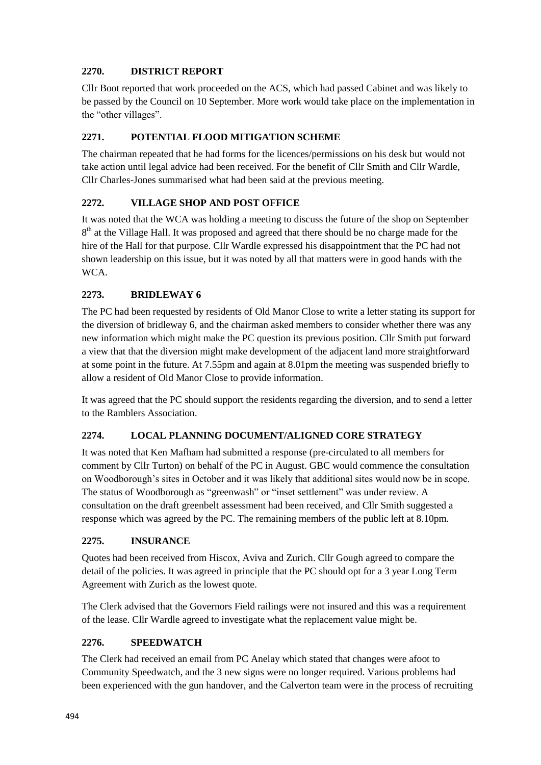### 2270. DISTRICT REPORT

Cllr Boot reported that work proceeded on the ACS, which had passed Cabinet and was likely to be passed by the Council on 10 September. More work would take place on the implementation in the "other villages".

### 2271. POTENTIAL FLOOD MITIGATION SCHEME

The chairman repeated that he had forms for the licences/permissions on his desk but would not take action until legal advice had been received. For the benefit of Cllr Smith and Cllr Wardle, Cllr Charles-Jones summarised what had been said at the previous meeting.

### 2272. VILLAGE SHOP AND POST OFFICE

It was noted that the WCA was holding a meeting to discuss the future of the shop on September 8th at the Village Hall. It was proposed and agreed that there should be no charge made for the hire of the Hall for that purpose. Cllr Wardle expressed his disappointment that the PC had not shown leadership on this issue, but it was noted by all that matters were in good hands with the WCA.

### 2273. BRIDLEWAY 6

The PC had been requested by residents of Old Manor Close to write a letter stating its support for the diversion of bridleway 6, and the chairman asked members to consider whether there was any new information which might make the PC question its previous position. Cllr Smith put forward a view that that the diversion might make development of the adjacent land more straightforward at some point in the future. At 7.55pm and again at 8.01pm the meeting was suspended briefly to allow a resident of Old Manor Close to provide information.

It was agreed that the PC should support the residents regarding the diversion, and to send a letter to the Ramblers Association.

### 2274. LOCAL PLANNING DOCUMENT/ALIGNED CORE STRATEGY

It was noted that Ken Mafham had submitted a response (pre-circulated to all members for comment by Cllr Turton) on behalf of the PC in August. GBC would commence the consultation on Woodborough's sites in October and it was likely that additional sites would now be in scope. The status of Woodborough as "greenwash" or "inset settlement" was under review. A consultation on the draft greenbelt assessment had been received, and Cllr Smith suggested a response which was agreed by the PC. The remaining members of the public left at 8.10pm.

### 2275. INSURANCE

Quotes had been received from Hiscox, Aviva and Zurich. Cllr Gough agreed to compare the detail of the policies. It was agreed in principle that the PC should opt for a 3 year Long Term Agreement with Zurich as the lowest quote.

The Clerk advised that the Governors Field railings were not insured and this was a requirement of the lease. Cllr Wardle agreed to investigate what the replacement value might be.

### 2276. SPEEDWATCH

The Clerk had received an email from PC Anelay which stated that changes were afoot to Community Speedwatch, and the 3 new signs were no longer required. Various problems had been experienced with the gun handover, and the Calverton team were in the process of recruiting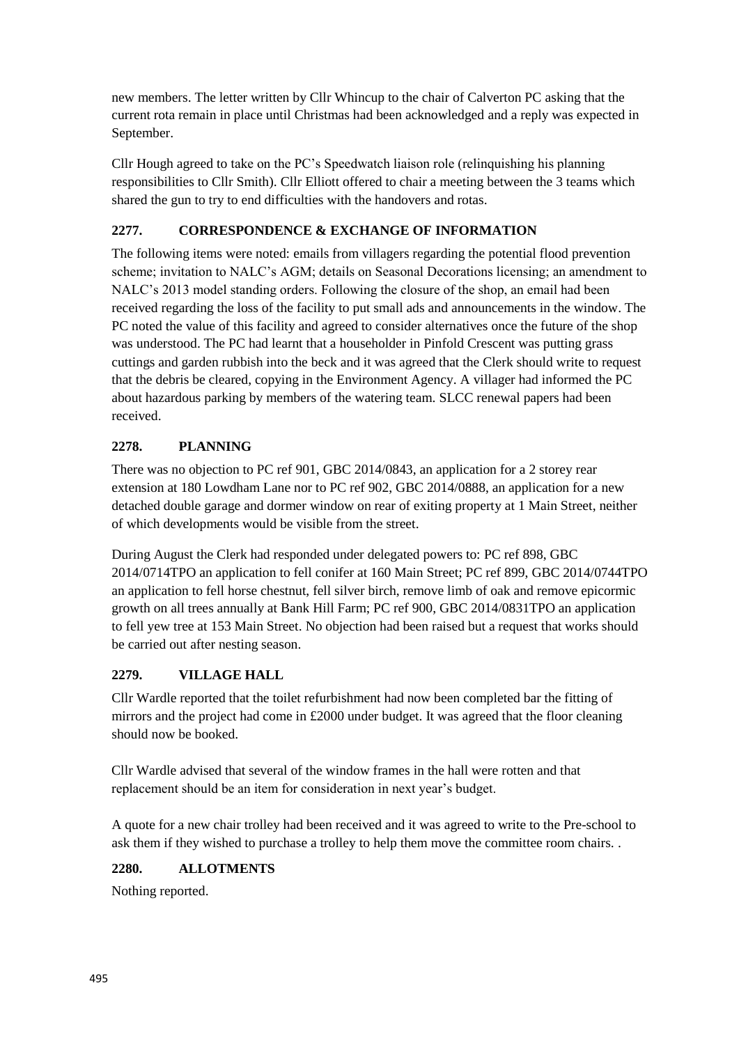new members. The letter written by Cllr Whincup to the chair of Calverton PC asking that the current rota remain in place until Christmas had been acknowledged and a reply was expected in September.

Cllr Hough agreed to take on the PC's Speedwatch liaison role (relinquishing his planning responsibilities to Cllr Smith). Cllr Elliott offered to chair a meeting between the 3 teams which shared the gun to try to end difficulties with the handovers and rotas.

## 2277. CORRESPONDENCE & EXCHANGE OF INFORMATION

The following items were noted: emails from villagers regarding the potential flood prevention scheme; invitation to NALC's AGM; details on Seasonal Decorations licensing; an amendment to NALC's 2013 model standing orders. Following the closure of the shop, an email had been received regarding the loss of the facility to put small ads and announcements in the window. The PC noted the value of this facility and agreed to consider alternatives once the future of the shop was understood. The PC had learnt that a householder in Pinfold Crescent was putting grass cuttings and garden rubbish into the beck and it was agreed that the Clerk should write to request that the debris be cleared, copying in the Environment Agency. A villager had informed the PC about hazardous parking by members of the watering team. SLCC renewal papers had been received.

## 2278. PLANNING

There was no objection to PC ref 901, GBC 2014/0843, an application for a 2 storey rear extension at 180 Lowdham Lane nor to PC ref 902, GBC 2014/0888, an application for a new detached double garage and dormer window on rear of exiting property at 1 Main Street, neither of which developments would be visible from the street.

During August the Clerk had responded under delegated powers to: PC ref 898, GBC 2014/0714TPO an application to fell conifer at 160 Main Street; PC ref 899, GBC 2014/0744TPO an application to fell horse chestnut, fell silver birch, remove limb of oak and remove epicormic growth on all trees annually at Bank Hill Farm; PC ref 900, GBC 2014/0831TPO an application to fell yew tree at 153 Main Street. No objection had been raised but a request that works should be carried out after nesting season.

## 2279. VILLAGE HALL

Cllr Wardle reported that the toilet refurbishment had now been completed bar the fitting of mirrors and the project had come in £2000 under budget. It was agreed that the floor cleaning should now be booked.

Cllr Wardle advised that several of the window frames in the hall were rotten and that replacement should be an item for consideration in next year's budget.

A quote for a new chair trolley had been received and it was agreed to write to the Pre-school to ask them if they wished to purchase a trolley to help them move the committee room chairs. .

## 2280. ALLOTMENTS

Nothing reported.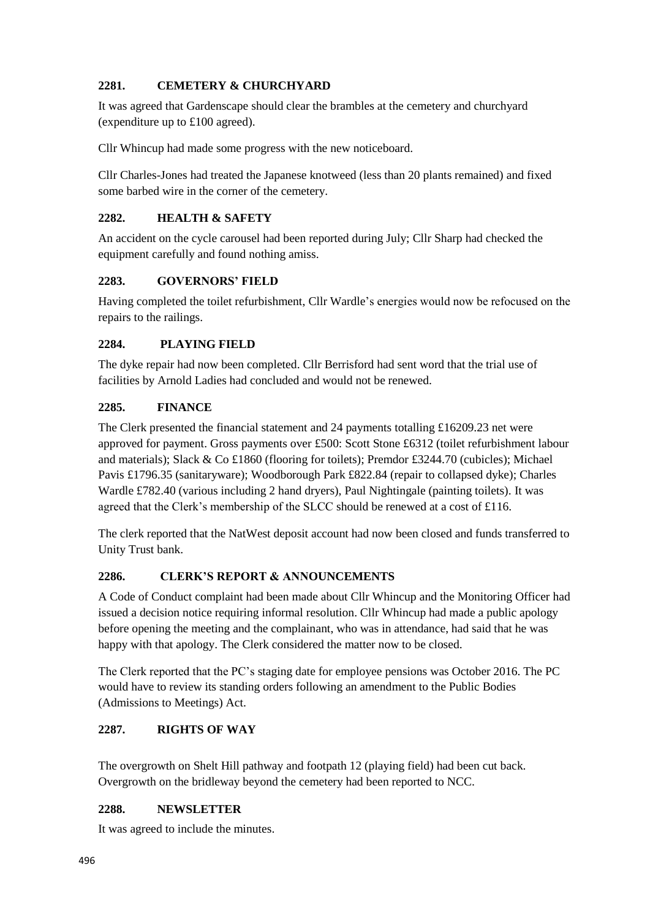### 2281. CEMETERY & CHURCHYARD

It was agreed that Gardenscape should clear the brambles at the cemetery and churchyard (expenditure up to £100 agreed).

Cllr Whincup had made some progress with the new noticeboard.

Cllr Charles-Jones had treated the Japanese knotweed (less than 20 plants remained) and fixed some barbed wire in the corner of the cemetery.

### 2282. HEALTH & SAFETY

An accident on the cycle carousel had been reported during July; Cllr Sharp had checked the equipment carefully and found nothing amiss.

### 2283. GOVERNORS' FIELD

Having completed the toilet refurbishment, Cllr Wardle's energies would now be refocused on the repairs to the railings.

### 2284. PLAYING FIELD

The dyke repair had now been completed. Cllr Berrisford had sent word that the trial use of facilities by Arnold Ladies had concluded and would not be renewed.

### 2285. FINANCE

The Clerk presented the financial statement and 24 payments totalling £16209.23 net were approved for payment. Gross payments over £500: Scott Stone £6312 (toilet refurbishment labour and materials); Slack & Co £1860 (flooring for toilets); Premdor £3244.70 (cubicles); Michael Pavis £1796.35 (sanitaryware); Woodborough Park £822.84 (repair to collapsed dyke); Charles Wardle £782.40 (various including 2 hand dryers), Paul Nightingale (painting toilets). It was agreed that the Clerk's membership of the SLCC should be renewed at a cost of £116.

The clerk reported that the NatWest deposit account had now been closed and funds transferred to Unity Trust bank.

### 2286. CLERK'S REPORT & ANNOUNCEMENTS

A Code of Conduct complaint had been made about Cllr Whincup and the Monitoring Officer had issued a decision notice requiring informal resolution. Cllr Whincup had made a public apology before opening the meeting and the complainant, who was in attendance, had said that he was happy with that apology. The Clerk considered the matter now to be closed.

The Clerk reported that the PC's staging date for employee pensions was October 2016. The PC would have to review its standing orders following an amendment to the Public Bodies (Admissions to Meetings) Act.

### 2287. RIGHTS OF WAY

The overgrowth on Shelt Hill pathway and footpath 12 (playing field) had been cut back. Overgrowth on the bridleway beyond the cemetery had been reported to NCC.

### 2288. NEWSLETTER

It was agreed to include the minutes.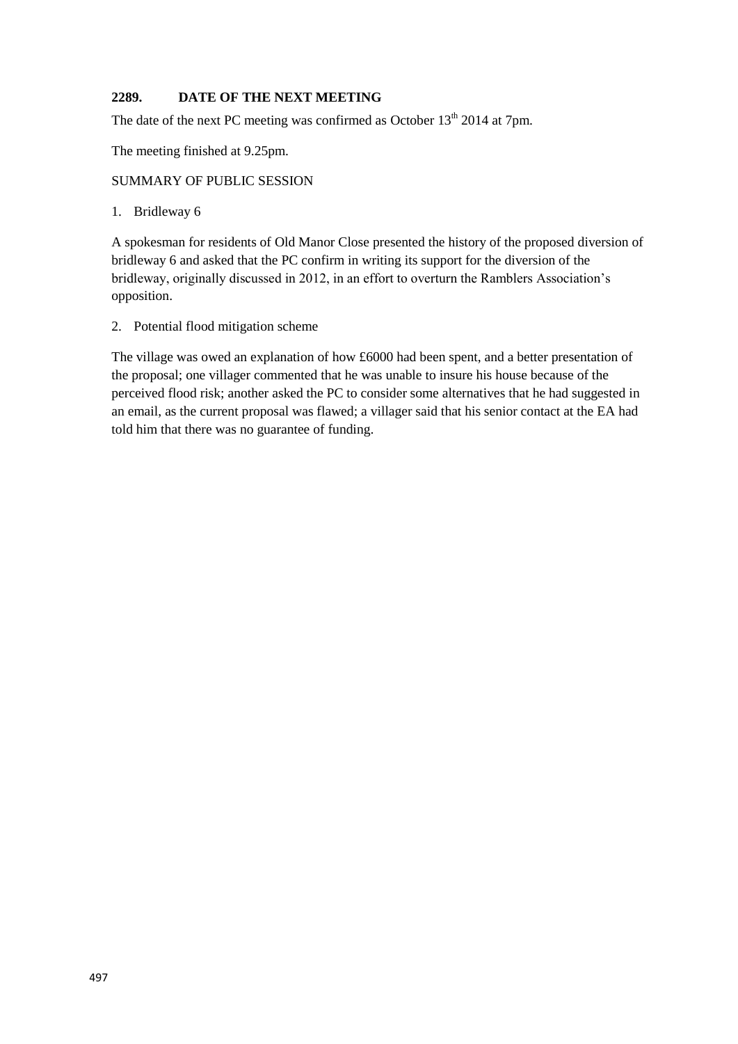## 2289. DATE OF THE NEXT MEETING

The date of the next PC meeting was confirmed as October 13th 2014 at 7pm.

The meeting finished at 9.25pm.

SUMMARY OF PUBLIC SESSION

1. Bridleway 6

A spokesman for residents of Old Manor Close presented the history of the proposed diversion of bridleway 6 and asked that the PC confirm in writing its support for the diversion of the bridleway, originally discussed in 2012, in an effort to overturn the Ramblers Association's opposition.

2. Potential flood mitigation scheme

The village was owed an explanation of how £6000 had been spent, and a better presentation of the proposal; one villager commented that he was unable to insure his house because of the perceived flood risk; another asked the PC to consider some alternatives that he had suggested in an email, as the current proposal was flawed; a villager said that his senior contact at the EA had told him that there was no guarantee of funding.